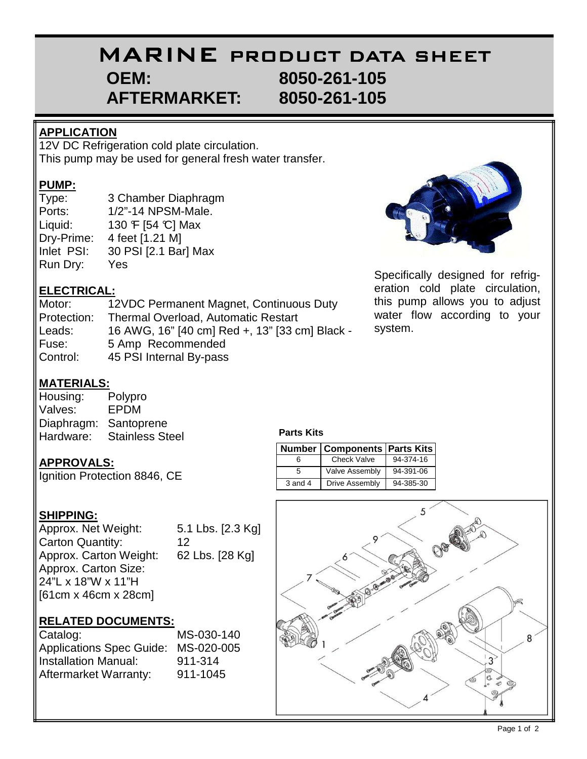# MARINE PRODUCT DATA SHEET

## OEM: 8050-261-105
## AFTERMARKET: 8050-261-105

### APPLICATION

12V DC Refrigeration cold plate circulation.
This pump may be used for general fresh water transfer.

### PUMP:

| | |
|---|---|
| Type: | 3 Chamber Diaphragm |
| Ports: | 1/2"-14 NPSM-Male. |
| Liquid: | 130 °F [54 °C] Max |
| Dry-Prime: | 4 feet [1.21 M] |
| Inlet PSI: | 30 PSI [2.1 Bar] Max |
| Run Dry: | Yes |

Specifically designed for refrigeration cold plate circulation, this pump allows you to adjust water flow according to your system.

### ELECTRICAL:

| | |
|---|---|
| Motor: | 12VDC Permanent Magnet, Continuous Duty |
| Protection: | Thermal Overload, Automatic Restart |
| Leads: | 16 AWG, 16" [40 cm] Red +, 13" [33 cm] Black - |
| Fuse: | 5 Amp Recommended |
| Control: | 45 PSI Internal By-pass |

### MATERIALS:

| | |
|---|---|
| Housing: | Polypro |
| Valves: | EPDM |
| Diaphragm: | Santoprene |
| Hardware: | Stainless Steel |

### APPROVALS:

Ignition Protection 8846, CE

**Parts Kits**

| Number | Components | Parts Kits |
|---|---|---|
| 6 | Check Valve | 94-374-16 |
| 5 | Valve Assembly | 94-391-06 |
| 3 and 4 | Drive Assembly | 94-385-30 |

### SHIPPING:

| | |
|---|---|
| Approx. Net Weight: | 5.1 Lbs. [2.3 Kg] |
| Carton Quantity: | 12 |
| Approx. Carton Weight: | 62 Lbs. [28 Kg] |

Approx. Carton Size:
24"L x 18"W x 11"H
[61cm x 46cm x 28cm]

### RELATED DOCUMENTS:

| | |
|---|---|
| Catalog: | MS-030-140 |
| Applications Spec Guide: | MS-020-005 |
| Installation Manual: | 911-314 |
| Aftermarket Warranty: | 911-1045 |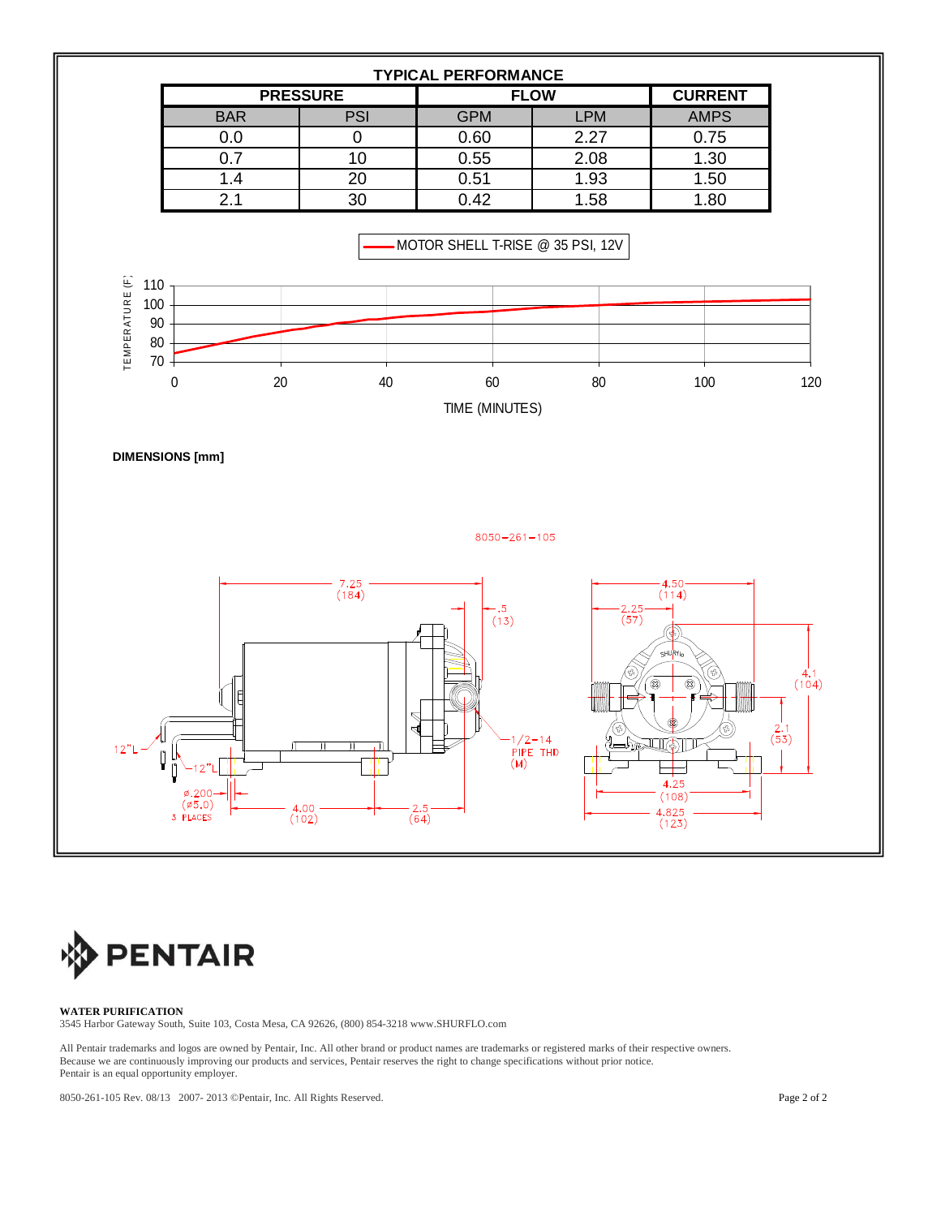## TYPICAL PERFORMANCE

| PRESSURE | | FLOW | | CURRENT |
|---|---|---|---|---|
| BAR | PSI | GPM | LPM | AMPS |
| 0.0 | 0 | 0.60 | 2.27 | 0.75 |
| 0.7 | 10 | 0.55 | 2.08 | 1.30 |
| 1.4 | 20 | 0.51 | 1.93 | 1.50 |
| 2.1 | 30 | 0.42 | 1.58 | 1.80 |

MOTOR SHELL T-RISE @ 35 PSI, 12V

TEMPERATURE (F)

110
100
90
80
70

0 20 40 60 80 100 120

TIME (MINUTES)

**DIMENSIONS [mm]**

8050-261-105

7.25 (184)
.5 (13)
12"L
12"L
ø.200 (ø5.0) 3 PLACES
4.00 (102)
2.5 (64)
1/2-14 PIPE THD (M)

4.50 (114)
2.25 (57)
4.1 (104)
2.1 (53)
4.25 (108)
4.825 (123)

PENTAIR

**WATER PURIFICATION**
3545 Harbor Gateway South, Suite 103, Costa Mesa, CA 92626, (800) 854-3218 www.SHURFLO.com

All Pentair trademarks and logos are owned by Pentair, Inc. All other brand or product names are trademarks or registered marks of their respective owners.
Because we are continuously improving our products and services, Pentair reserves the right to change specifications without prior notice.
Pentair is an equal opportunity employer.

8050-261-105 Rev. 08/13 2007- 2013 ©Pentair, Inc. All Rights Reserved.